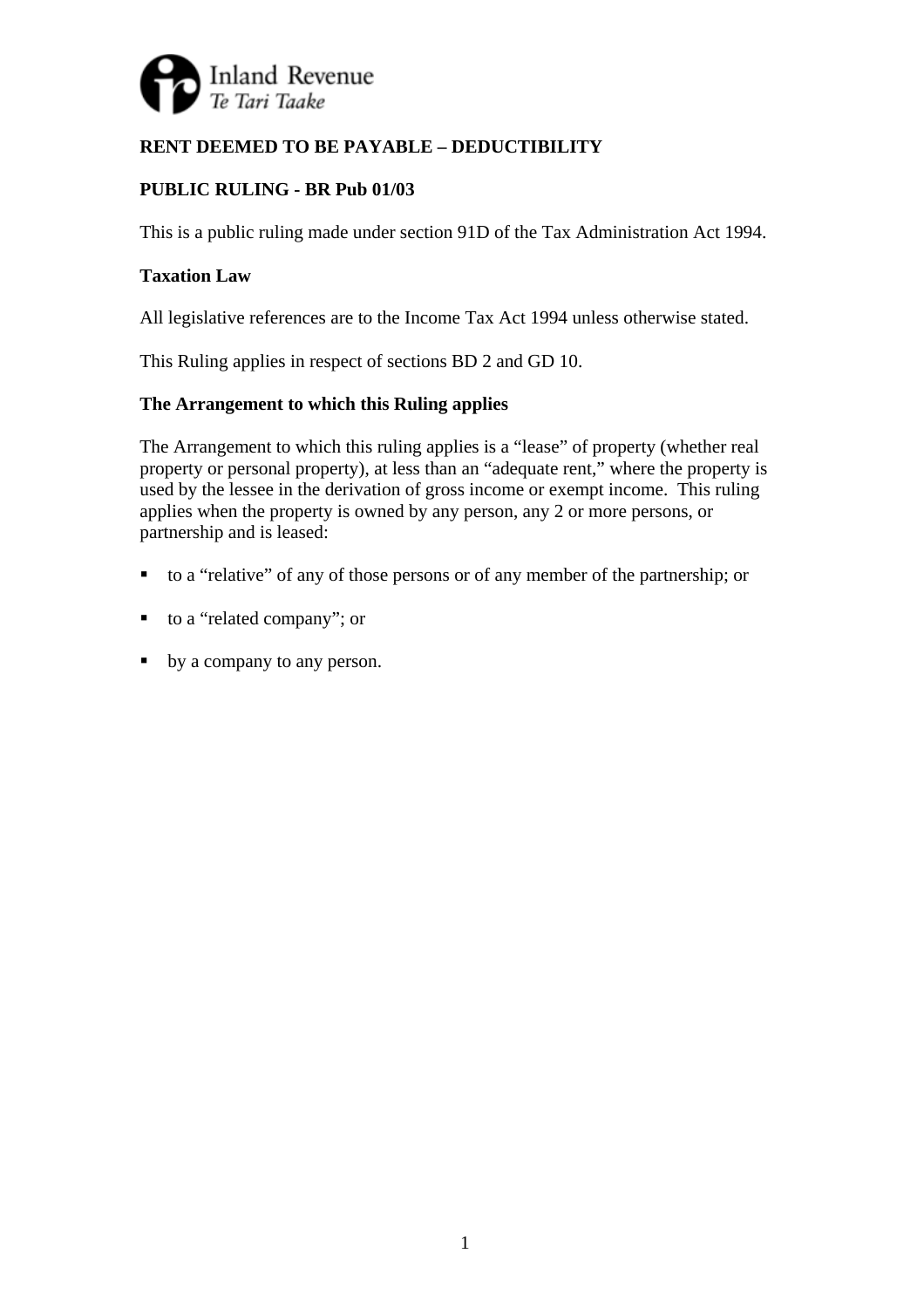Inland Revenue
*Te Tari Taake*

**RENT DEEMED TO BE PAYABLE – DEDUCTIBILITY**

**PUBLIC RULING - BR Pub 01/03**

This is a public ruling made under section 91D of the Tax Administration Act 1994.

**Taxation Law**

All legislative references are to the Income Tax Act 1994 unless otherwise stated.

This Ruling applies in respect of sections BD 2 and GD 10.

**The Arrangement to which this Ruling applies**

The Arrangement to which this ruling applies is a "lease" of property (whether real property or personal property), at less than an "adequate rent," where the property is used by the lessee in the derivation of gross income or exempt income. This ruling applies when the property is owned by any person, any 2 or more persons, or partnership and is leased:

- to a "relative" of any of those persons or of any member of the partnership; or
- to a "related company"; or
- by a company to any person.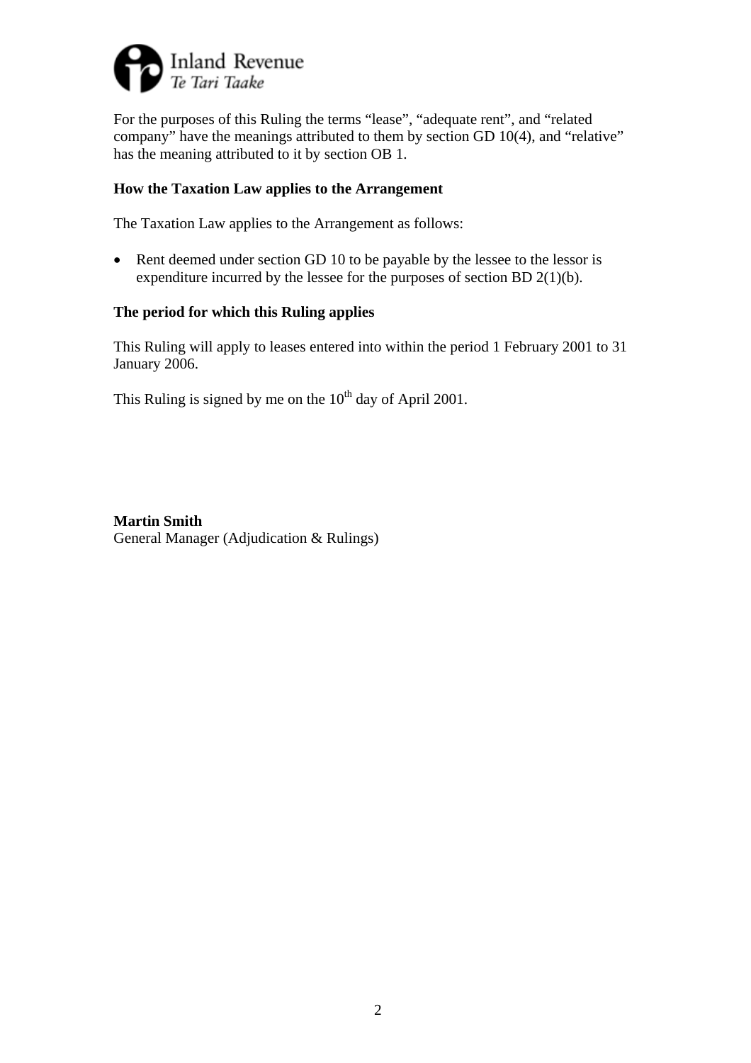For the purposes of this Ruling the terms "lease", "adequate rent", and "related company" have the meanings attributed to them by section GD 10(4), and "relative" has the meaning attributed to it by section OB 1.

**How the Taxation Law applies to the Arrangement**

The Taxation Law applies to the Arrangement as follows:

- Rent deemed under section GD 10 to be payable by the lessee to the lessor is expenditure incurred by the lessee for the purposes of section BD 2(1)(b).

**The period for which this Ruling applies**

This Ruling will apply to leases entered into within the period 1 February 2001 to 31 January 2006.

This Ruling is signed by me on the 10th day of April 2001.

**Martin Smith**
General Manager (Adjudication & Rulings)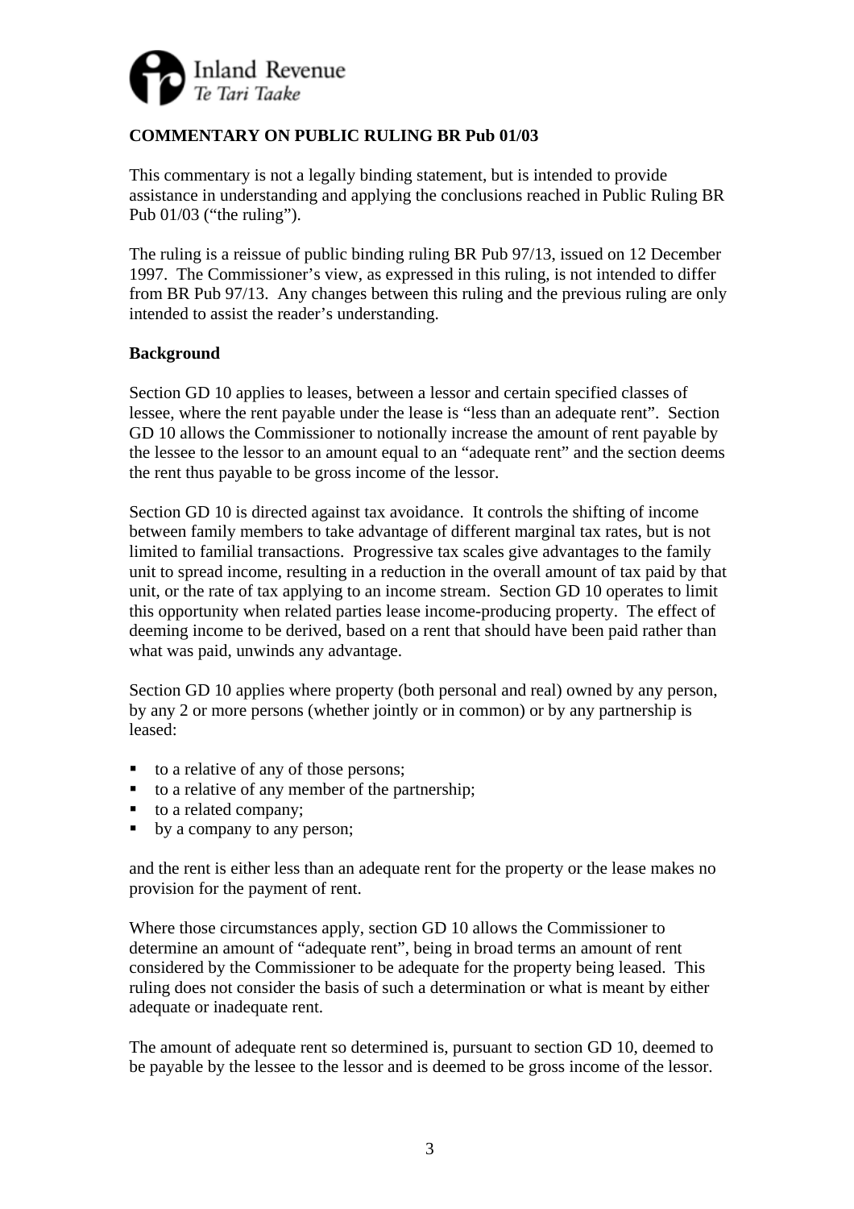**COMMENTARY ON PUBLIC RULING BR Pub 01/03**

This commentary is not a legally binding statement, but is intended to provide assistance in understanding and applying the conclusions reached in Public Ruling BR Pub 01/03 ("the ruling").

The ruling is a reissue of public binding ruling BR Pub 97/13, issued on 12 December 1997. The Commissioner's view, as expressed in this ruling, is not intended to differ from BR Pub 97/13. Any changes between this ruling and the previous ruling are only intended to assist the reader's understanding.

**Background**

Section GD 10 applies to leases, between a lessor and certain specified classes of lessee, where the rent payable under the lease is "less than an adequate rent". Section GD 10 allows the Commissioner to notionally increase the amount of rent payable by the lessee to the lessor to an amount equal to an "adequate rent" and the section deems the rent thus payable to be gross income of the lessor.

Section GD 10 is directed against tax avoidance. It controls the shifting of income between family members to take advantage of different marginal tax rates, but is not limited to familial transactions. Progressive tax scales give advantages to the family unit to spread income, resulting in a reduction in the overall amount of tax paid by that unit, or the rate of tax applying to an income stream. Section GD 10 operates to limit this opportunity when related parties lease income-producing property. The effect of deeming income to be derived, based on a rent that should have been paid rather than what was paid, unwinds any advantage.

Section GD 10 applies where property (both personal and real) owned by any person, by any 2 or more persons (whether jointly or in common) or by any partnership is leased:

- to a relative of any of those persons;
- to a relative of any member of the partnership;
- to a related company;
- by a company to any person;

and the rent is either less than an adequate rent for the property or the lease makes no provision for the payment of rent.

Where those circumstances apply, section GD 10 allows the Commissioner to determine an amount of "adequate rent", being in broad terms an amount of rent considered by the Commissioner to be adequate for the property being leased. This ruling does not consider the basis of such a determination or what is meant by either adequate or inadequate rent.

The amount of adequate rent so determined is, pursuant to section GD 10, deemed to be payable by the lessee to the lessor and is deemed to be gross income of the lessor.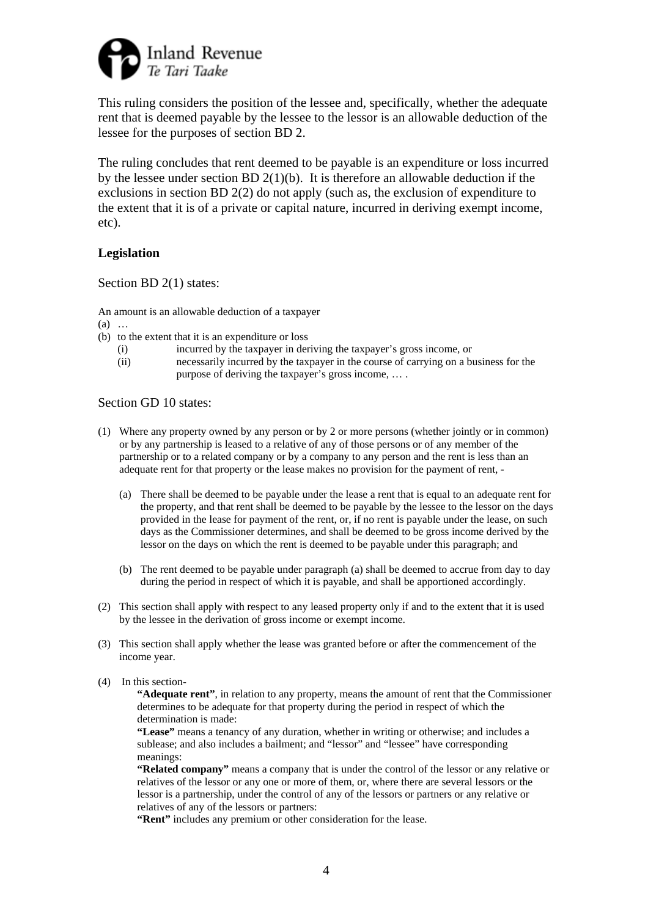This ruling considers the position of the lessee and, specifically, whether the adequate rent that is deemed payable by the lessee to the lessor is an allowable deduction of the lessee for the purposes of section BD 2.

The ruling concludes that rent deemed to be payable is an expenditure or loss incurred by the lessee under section BD 2(1)(b). It is therefore an allowable deduction if the exclusions in section BD 2(2) do not apply (such as, the exclusion of expenditure to the extent that it is of a private or capital nature, incurred in deriving exempt income, etc).

## Legislation

Section BD 2(1) states:

An amount is an allowable deduction of a taxpayer

(a) …

(b) to the extent that it is an expenditure or loss

  (i) incurred by the taxpayer in deriving the taxpayer's gross income, or

  (ii) necessarily incurred by the taxpayer in the course of carrying on a business for the purpose of deriving the taxpayer's gross income, … .

Section GD 10 states:

(1) Where any property owned by any person or by 2 or more persons (whether jointly or in common) or by any partnership is leased to a relative of any of those persons or of any member of the partnership or to a related company or by a company to any person and the rent is less than an adequate rent for that property or the lease makes no provision for the payment of rent, -

  (a) There shall be deemed to be payable under the lease a rent that is equal to an adequate rent for the property, and that rent shall be deemed to be payable by the lessee to the lessor on the days provided in the lease for payment of the rent, or, if no rent is payable under the lease, on such days as the Commissioner determines, and shall be deemed to be gross income derived by the lessor on the days on which the rent is deemed to be payable under this paragraph; and

  (b) The rent deemed to be payable under paragraph (a) shall be deemed to accrue from day to day during the period in respect of which it is payable, and shall be apportioned accordingly.

(2) This section shall apply with respect to any leased property only if and to the extent that it is used by the lessee in the derivation of gross income or exempt income.

(3) This section shall apply whether the lease was granted before or after the commencement of the income year.

(4) In this section-

  **"Adequate rent"**, in relation to any property, means the amount of rent that the Commissioner determines to be adequate for that property during the period in respect of which the determination is made:

  **"Lease"** means a tenancy of any duration, whether in writing or otherwise; and includes a sublease; and also includes a bailment; and "lessor" and "lessee" have corresponding meanings:

  **"Related company"** means a company that is under the control of the lessor or any relative or relatives of the lessor or any one or more of them, or, where there are several lessors or the lessor is a partnership, under the control of any of the lessors or partners or any relative or relatives of any of the lessors or partners:

  **"Rent"** includes any premium or other consideration for the lease.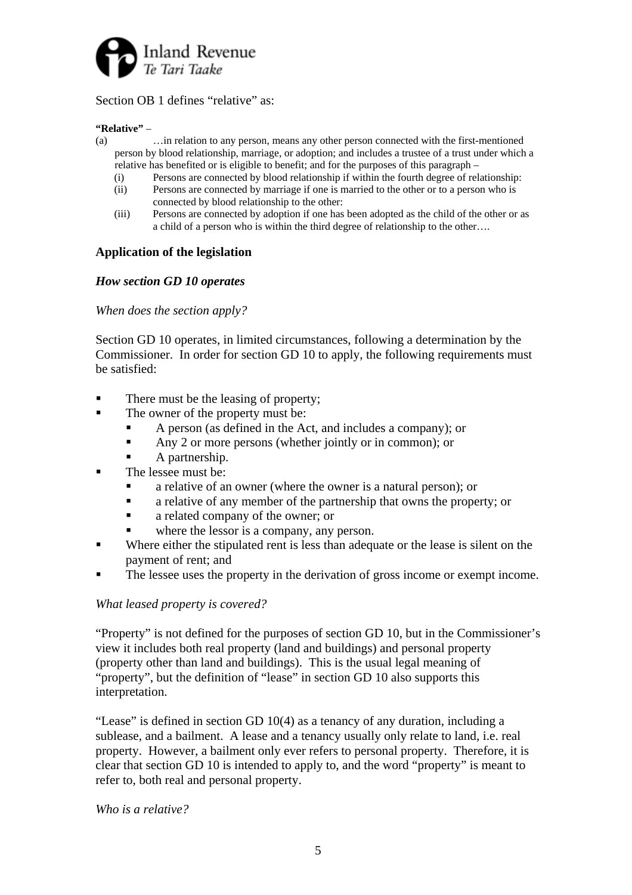Section OB 1 defines "relative" as:

**"Relative"** –

(a) …in relation to any person, means any other person connected with the first-mentioned person by blood relationship, marriage, or adoption; and includes a trustee of a trust under which a relative has benefited or is eligible to benefit; and for the purposes of this paragraph –

(i) Persons are connected by blood relationship if within the fourth degree of relationship:

(ii) Persons are connected by marriage if one is married to the other or to a person who is connected by blood relationship to the other:

(iii) Persons are connected by adoption if one has been adopted as the child of the other or as a child of a person who is within the third degree of relationship to the other….

## Application of the legislation

### *How section GD 10 operates*

*When does the section apply?*

Section GD 10 operates, in limited circumstances, following a determination by the Commissioner. In order for section GD 10 to apply, the following requirements must be satisfied:

- There must be the leasing of property;
- The owner of the property must be:
  - A person (as defined in the Act, and includes a company); or
  - Any 2 or more persons (whether jointly or in common); or
  - A partnership.
- The lessee must be:
  - a relative of an owner (where the owner is a natural person); or
  - a relative of any member of the partnership that owns the property; or
  - a related company of the owner; or
  - where the lessor is a company, any person.
- Where either the stipulated rent is less than adequate or the lease is silent on the payment of rent; and
- The lessee uses the property in the derivation of gross income or exempt income.

*What leased property is covered?*

"Property" is not defined for the purposes of section GD 10, but in the Commissioner's view it includes both real property (land and buildings) and personal property (property other than land and buildings). This is the usual legal meaning of "property", but the definition of "lease" in section GD 10 also supports this interpretation.

"Lease" is defined in section GD 10(4) as a tenancy of any duration, including a sublease, and a bailment. A lease and a tenancy usually only relate to land, i.e. real property. However, a bailment only ever refers to personal property. Therefore, it is clear that section GD 10 is intended to apply to, and the word "property" is meant to refer to, both real and personal property.

*Who is a relative?*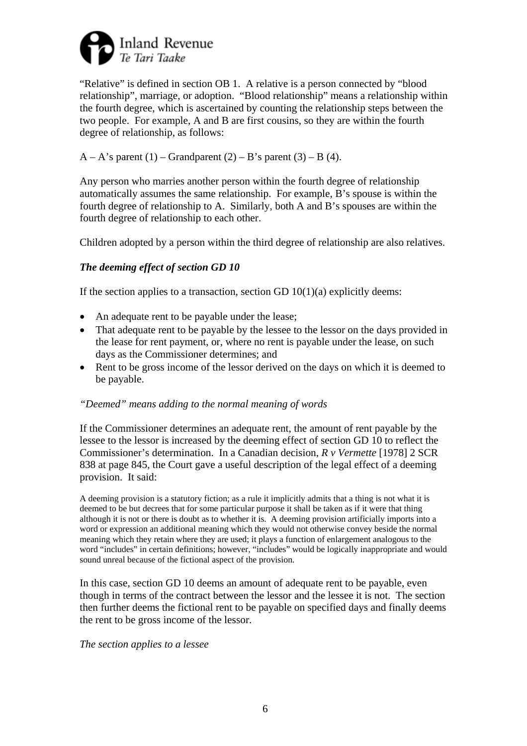"Relative" is defined in section OB 1. A relative is a person connected by "blood relationship", marriage, or adoption. "Blood relationship" means a relationship within the fourth degree, which is ascertained by counting the relationship steps between the two people. For example, A and B are first cousins, so they are within the fourth degree of relationship, as follows:

A – A's parent (1) – Grandparent (2) – B's parent (3) – B (4).

Any person who marries another person within the fourth degree of relationship automatically assumes the same relationship. For example, B's spouse is within the fourth degree of relationship to A. Similarly, both A and B's spouses are within the fourth degree of relationship to each other.

Children adopted by a person within the third degree of relationship are also relatives.

***The deeming effect of section GD 10***

If the section applies to a transaction, section GD 10(1)(a) explicitly deems:

- An adequate rent to be payable under the lease;
- That adequate rent to be payable by the lessee to the lessor on the days provided in the lease for rent payment, or, where no rent is payable under the lease, on such days as the Commissioner determines; and
- Rent to be gross income of the lessor derived on the days on which it is deemed to be payable.

*"Deemed" means adding to the normal meaning of words*

If the Commissioner determines an adequate rent, the amount of rent payable by the lessee to the lessor is increased by the deeming effect of section GD 10 to reflect the Commissioner's determination. In a Canadian decision, *R v Vermette* [1978] 2 SCR 838 at page 845, the Court gave a useful description of the legal effect of a deeming provision. It said:

> A deeming provision is a statutory fiction; as a rule it implicitly admits that a thing is not what it is deemed to be but decrees that for some particular purpose it shall be taken as if it were that thing although it is not or there is doubt as to whether it is. A deeming provision artificially imports into a word or expression an additional meaning which they would not otherwise convey beside the normal meaning which they retain where they are used; it plays a function of enlargement analogous to the word "includes" in certain definitions; however, "includes" would be logically inappropriate and would sound unreal because of the fictional aspect of the provision.

In this case, section GD 10 deems an amount of adequate rent to be payable, even though in terms of the contract between the lessor and the lessee it is not. The section then further deems the fictional rent to be payable on specified days and finally deems the rent to be gross income of the lessor.

*The section applies to a lessee*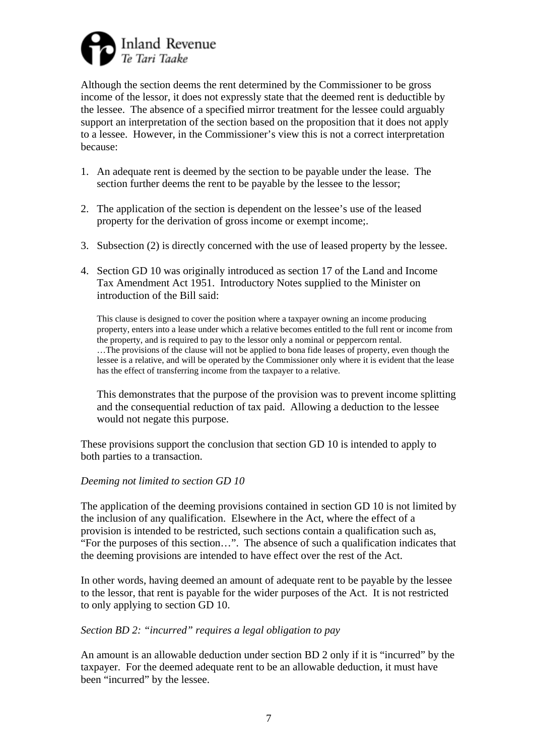Although the section deems the rent determined by the Commissioner to be gross income of the lessor, it does not expressly state that the deemed rent is deductible by the lessee. The absence of a specified mirror treatment for the lessee could arguably support an interpretation of the section based on the proposition that it does not apply to a lessee. However, in the Commissioner's view this is not a correct interpretation because:

1. An adequate rent is deemed by the section to be payable under the lease. The section further deems the rent to be payable by the lessee to the lessor;

2. The application of the section is dependent on the lessee's use of the leased property for the derivation of gross income or exempt income;.

3. Subsection (2) is directly concerned with the use of leased property by the lessee.

4. Section GD 10 was originally introduced as section 17 of the Land and Income Tax Amendment Act 1951. Introductory Notes supplied to the Minister on introduction of the Bill said:

   > This clause is designed to cover the position where a taxpayer owning an income producing property, enters into a lease under which a relative becomes entitled to the full rent or income from the property, and is required to pay to the lessor only a nominal or peppercorn rental.
   > …The provisions of the clause will not be applied to bona fide leases of property, even though the lessee is a relative, and will be operated by the Commissioner only where it is evident that the lease has the effect of transferring income from the taxpayer to a relative.

   This demonstrates that the purpose of the provision was to prevent income splitting and the consequential reduction of tax paid. Allowing a deduction to the lessee would not negate this purpose.

These provisions support the conclusion that section GD 10 is intended to apply to both parties to a transaction.

*Deeming not limited to section GD 10*

The application of the deeming provisions contained in section GD 10 is not limited by the inclusion of any qualification. Elsewhere in the Act, where the effect of a provision is intended to be restricted, such sections contain a qualification such as, "For the purposes of this section…". The absence of such a qualification indicates that the deeming provisions are intended to have effect over the rest of the Act.

In other words, having deemed an amount of adequate rent to be payable by the lessee to the lessor, that rent is payable for the wider purposes of the Act. It is not restricted to only applying to section GD 10.

*Section BD 2: "incurred" requires a legal obligation to pay*

An amount is an allowable deduction under section BD 2 only if it is "incurred" by the taxpayer. For the deemed adequate rent to be an allowable deduction, it must have been "incurred" by the lessee.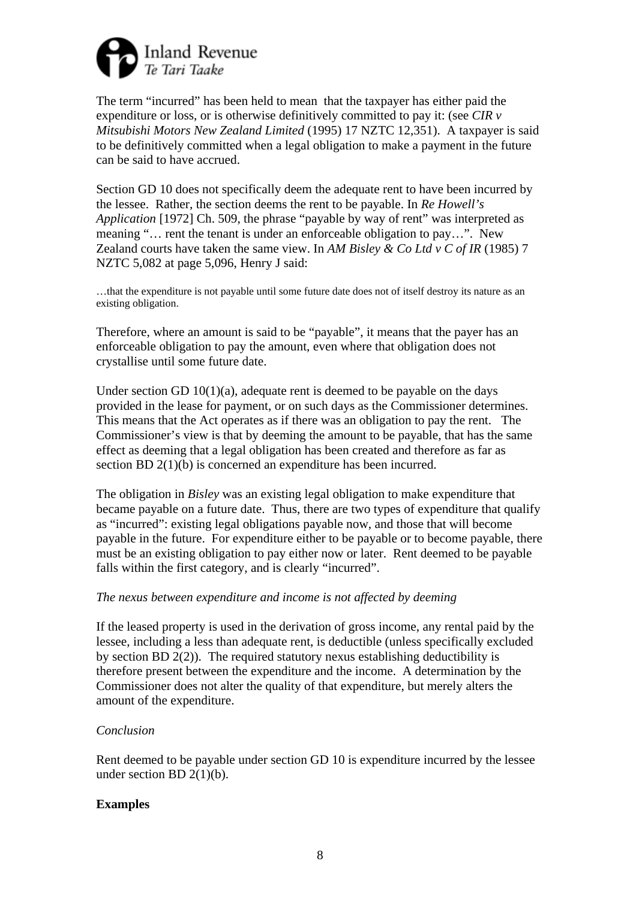The term "incurred" has been held to mean that the taxpayer has either paid the expenditure or loss, or is otherwise definitively committed to pay it: (see *CIR v Mitsubishi Motors New Zealand Limited* (1995) 17 NZTC 12,351). A taxpayer is said to be definitively committed when a legal obligation to make a payment in the future can be said to have accrued.

Section GD 10 does not specifically deem the adequate rent to have been incurred by the lessee. Rather, the section deems the rent to be payable. In *Re Howell's Application* [1972] Ch. 509, the phrase "payable by way of rent" was interpreted as meaning "… rent the tenant is under an enforceable obligation to pay…". New Zealand courts have taken the same view. In *AM Bisley & Co Ltd v C of IR* (1985) 7 NZTC 5,082 at page 5,096, Henry J said:

> …that the expenditure is not payable until some future date does not of itself destroy its nature as an existing obligation.

Therefore, where an amount is said to be "payable", it means that the payer has an enforceable obligation to pay the amount, even where that obligation does not crystallise until some future date.

Under section GD 10(1)(a), adequate rent is deemed to be payable on the days provided in the lease for payment, or on such days as the Commissioner determines. This means that the Act operates as if there was an obligation to pay the rent. The Commissioner's view is that by deeming the amount to be payable, that has the same effect as deeming that a legal obligation has been created and therefore as far as section BD 2(1)(b) is concerned an expenditure has been incurred.

The obligation in *Bisley* was an existing legal obligation to make expenditure that became payable on a future date. Thus, there are two types of expenditure that qualify as "incurred": existing legal obligations payable now, and those that will become payable in the future. For expenditure either to be payable or to become payable, there must be an existing obligation to pay either now or later. Rent deemed to be payable falls within the first category, and is clearly "incurred".

*The nexus between expenditure and income is not affected by deeming*

If the leased property is used in the derivation of gross income, any rental paid by the lessee, including a less than adequate rent, is deductible (unless specifically excluded by section BD 2(2)). The required statutory nexus establishing deductibility is therefore present between the expenditure and the income. A determination by the Commissioner does not alter the quality of that expenditure, but merely alters the amount of the expenditure.

*Conclusion*

Rent deemed to be payable under section GD 10 is expenditure incurred by the lessee under section BD 2(1)(b).

**Examples**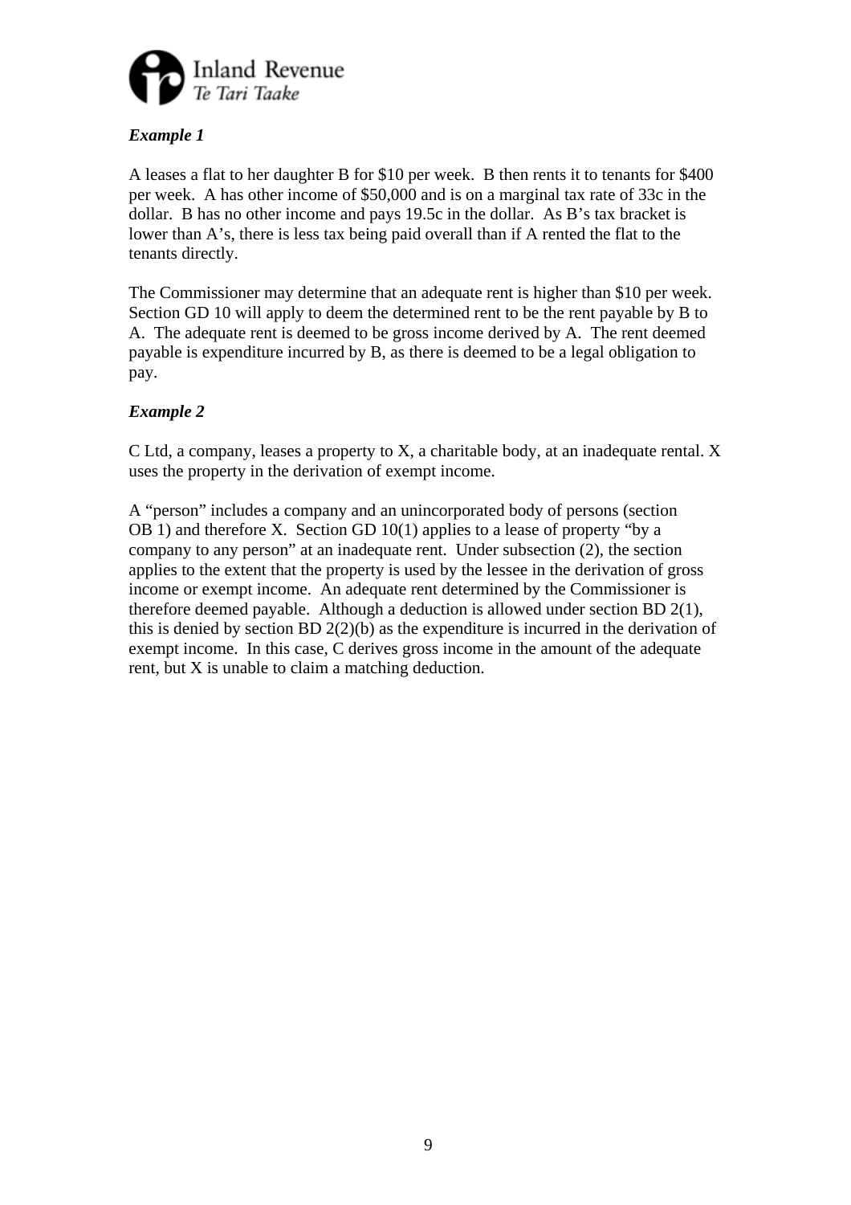***Example 1***

A leases a flat to her daughter B for $10 per week. B then rents it to tenants for $400 per week. A has other income of $50,000 and is on a marginal tax rate of 33c in the dollar. B has no other income and pays 19.5c in the dollar. As B's tax bracket is lower than A's, there is less tax being paid overall than if A rented the flat to the tenants directly.

The Commissioner may determine that an adequate rent is higher than $10 per week. Section GD 10 will apply to deem the determined rent to be the rent payable by B to A. The adequate rent is deemed to be gross income derived by A. The rent deemed payable is expenditure incurred by B, as there is deemed to be a legal obligation to pay.

***Example 2***

C Ltd, a company, leases a property to X, a charitable body, at an inadequate rental. X uses the property in the derivation of exempt income.

A "person" includes a company and an unincorporated body of persons (section OB 1) and therefore X. Section GD 10(1) applies to a lease of property "by a company to any person" at an inadequate rent. Under subsection (2), the section applies to the extent that the property is used by the lessee in the derivation of gross income or exempt income. An adequate rent determined by the Commissioner is therefore deemed payable. Although a deduction is allowed under section BD 2(1), this is denied by section BD 2(2)(b) as the expenditure is incurred in the derivation of exempt income. In this case, C derives gross income in the amount of the adequate rent, but X is unable to claim a matching deduction.